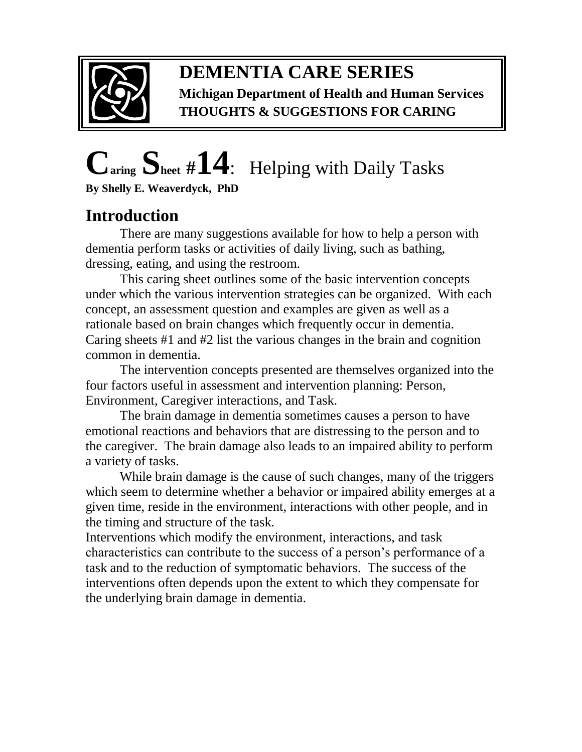**DEMENTIA CARE SERIES**

**Michigan Department of Health and Human Services**

**THOUGHTS & SUGGESTIONS FOR CARING**

# Caring Sheet #14: Helping with Daily Tasks

**By Shelly E. Weaverdyck, PhD**

## Introduction

There are many suggestions available for how to help a person with dementia perform tasks or activities of daily living, such as bathing, dressing, eating, and using the restroom.

This caring sheet outlines some of the basic intervention concepts under which the various intervention strategies can be organized. With each concept, an assessment question and examples are given as well as a rationale based on brain changes which frequently occur in dementia. Caring sheets #1 and #2 list the various changes in the brain and cognition common in dementia.

The intervention concepts presented are themselves organized into the four factors useful in assessment and intervention planning: Person, Environment, Caregiver interactions, and Task.

The brain damage in dementia sometimes causes a person to have emotional reactions and behaviors that are distressing to the person and to the caregiver. The brain damage also leads to an impaired ability to perform a variety of tasks.

While brain damage is the cause of such changes, many of the triggers which seem to determine whether a behavior or impaired ability emerges at a given time, reside in the environment, interactions with other people, and in the timing and structure of the task.

Interventions which modify the environment, interactions, and task characteristics can contribute to the success of a person's performance of a task and to the reduction of symptomatic behaviors. The success of the interventions often depends upon the extent to which they compensate for the underlying brain damage in dementia.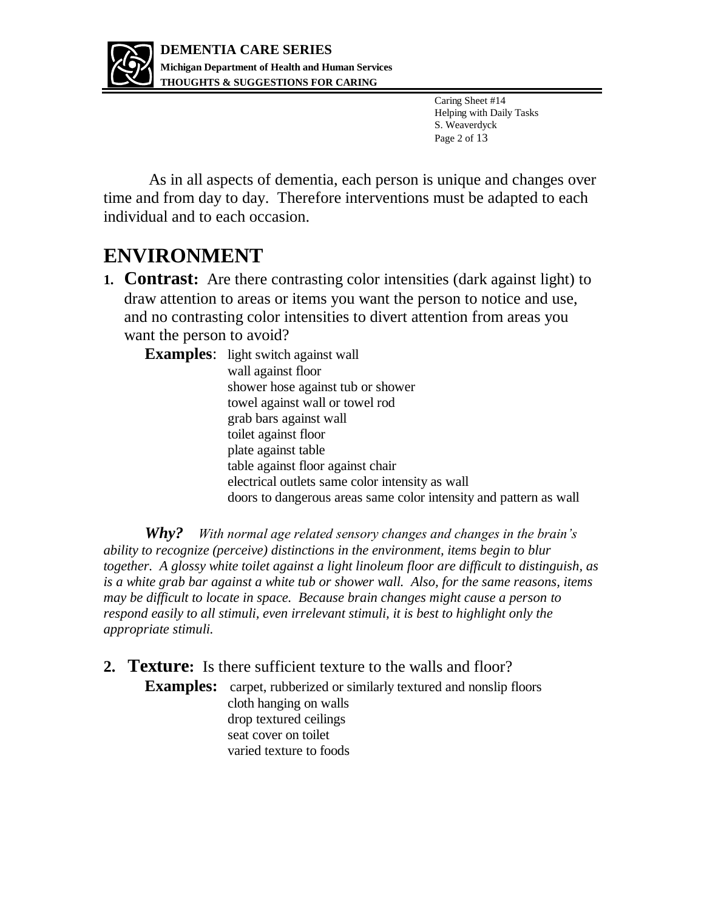As in all aspects of dementia, each person is unique and changes over time and from day to day. Therefore interventions must be adapted to each individual and to each occasion.

# ENVIRONMENT

1. **Contrast:** Are there contrasting color intensities (dark against light) to draw attention to areas or items you want the person to notice and use, and no contrasting color intensities to divert attention from areas you want the person to avoid?

   **Examples**: light switch against wall
   wall against floor
   shower hose against tub or shower
   towel against wall or towel rod
   grab bars against wall
   toilet against floor
   plate against table
   table against floor against chair
   electrical outlets same color intensity as wall
   doors to dangerous areas same color intensity and pattern as wall

***Why?*** *With normal age related sensory changes and changes in the brain's ability to recognize (perceive) distinctions in the environment, items begin to blur together. A glossy white toilet against a light linoleum floor are difficult to distinguish, as is a white grab bar against a white tub or shower wall. Also, for the same reasons, items may be difficult to locate in space. Because brain changes might cause a person to respond easily to all stimuli, even irrelevant stimuli, it is best to highlight only the appropriate stimuli.*

2. **Texture:** Is there sufficient texture to the walls and floor?

   **Examples:** carpet, rubberized or similarly textured and nonslip floors
   cloth hanging on walls
   drop textured ceilings
   seat cover on toilet
   varied texture to foods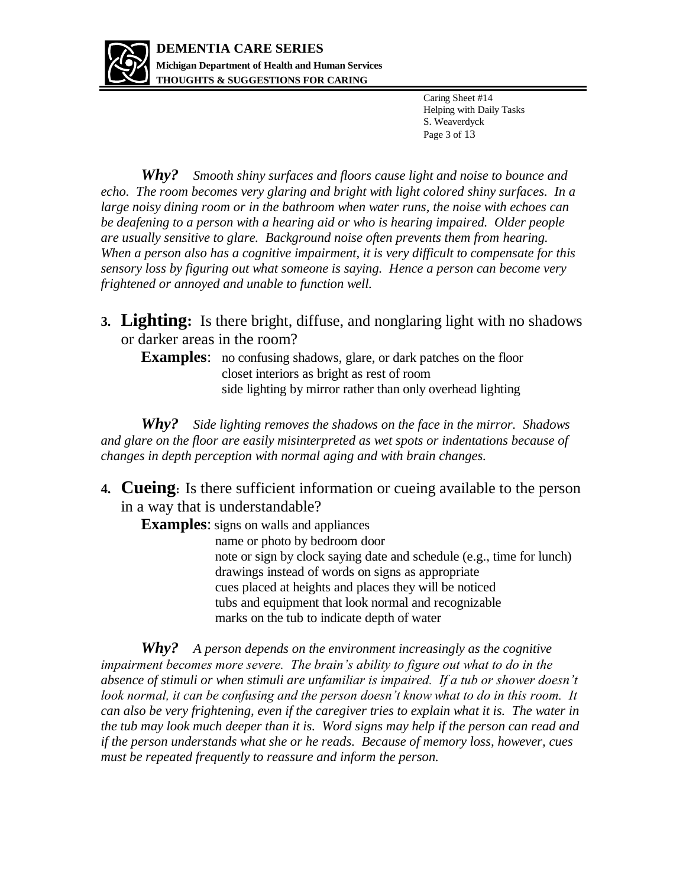***Why?*** *Smooth shiny surfaces and floors cause light and noise to bounce and echo. The room becomes very glaring and bright with light colored shiny surfaces. In a large noisy dining room or in the bathroom when water runs, the noise with echoes can be deafening to a person with a hearing aid or who is hearing impaired. Older people are usually sensitive to glare. Background noise often prevents them from hearing. When a person also has a cognitive impairment, it is very difficult to compensate for this sensory loss by figuring out what someone is saying. Hence a person can become very frightened or annoyed and unable to function well.*

**3. Lighting:** Is there bright, diffuse, and nonglaring light with no shadows or darker areas in the room?

**Examples**: no confusing shadows, glare, or dark patches on the floor
closet interiors as bright as rest of room
side lighting by mirror rather than only overhead lighting

***Why?*** *Side lighting removes the shadows on the face in the mirror. Shadows and glare on the floor are easily misinterpreted as wet spots or indentations because of changes in depth perception with normal aging and with brain changes.*

**4. Cueing:** Is there sufficient information or cueing available to the person in a way that is understandable?

**Examples**: signs on walls and appliances
name or photo by bedroom door
note or sign by clock saying date and schedule (e.g., time for lunch)
drawings instead of words on signs as appropriate
cues placed at heights and places they will be noticed
tubs and equipment that look normal and recognizable
marks on the tub to indicate depth of water

***Why?*** *A person depends on the environment increasingly as the cognitive impairment becomes more severe. The brain's ability to figure out what to do in the absence of stimuli or when stimuli are unfamiliar is impaired. If a tub or shower doesn't look normal, it can be confusing and the person doesn't know what to do in this room. It can also be very frightening, even if the caregiver tries to explain what it is. The water in the tub may look much deeper than it is. Word signs may help if the person can read and if the person understands what she or he reads. Because of memory loss, however, cues must be repeated frequently to reassure and inform the person.*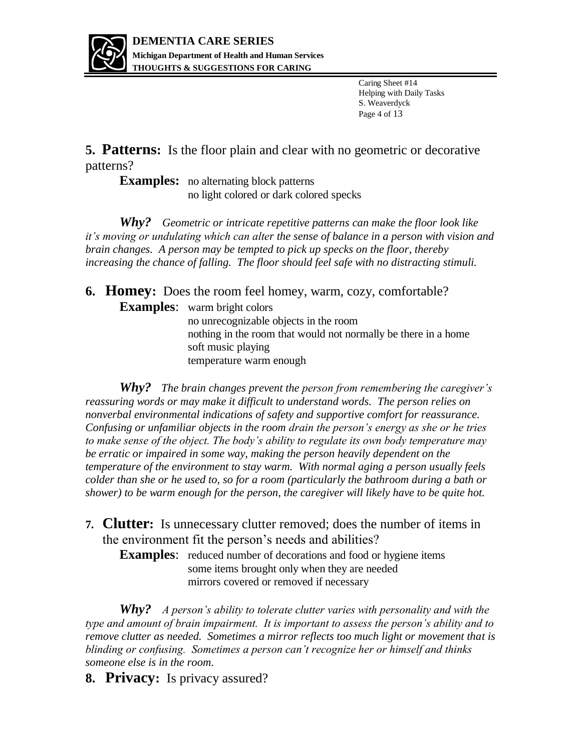**5. Patterns:** Is the floor plain and clear with no geometric or decorative patterns?

**Examples:** no alternating block patterns
no light colored or dark colored specks

***Why?*** *Geometric or intricate repetitive patterns can make the floor look like it's moving or undulating which can alter the sense of balance in a person with vision and brain changes. A person may be tempted to pick up specks on the floor, thereby increasing the chance of falling. The floor should feel safe with no distracting stimuli.*

**6. Homey:** Does the room feel homey, warm, cozy, comfortable?

**Examples**: warm bright colors
no unrecognizable objects in the room
nothing in the room that would not normally be there in a home
soft music playing
temperature warm enough

***Why?*** *The brain changes prevent the person from remembering the caregiver's reassuring words or may make it difficult to understand words. The person relies on nonverbal environmental indications of safety and supportive comfort for reassurance. Confusing or unfamiliar objects in the room drain the person's energy as she or he tries to make sense of the object. The body's ability to regulate its own body temperature may be erratic or impaired in some way, making the person heavily dependent on the temperature of the environment to stay warm. With normal aging a person usually feels colder than she or he used to, so for a room (particularly the bathroom during a bath or shower) to be warm enough for the person, the caregiver will likely have to be quite hot.*

**7. Clutter:** Is unnecessary clutter removed; does the number of items in the environment fit the person's needs and abilities?

**Examples**: reduced number of decorations and food or hygiene items
some items brought only when they are needed
mirrors covered or removed if necessary

***Why?*** *A person's ability to tolerate clutter varies with personality and with the type and amount of brain impairment. It is important to assess the person's ability and to remove clutter as needed. Sometimes a mirror reflects too much light or movement that is blinding or confusing. Sometimes a person can't recognize her or himself and thinks someone else is in the room.*

**8. Privacy:** Is privacy assured?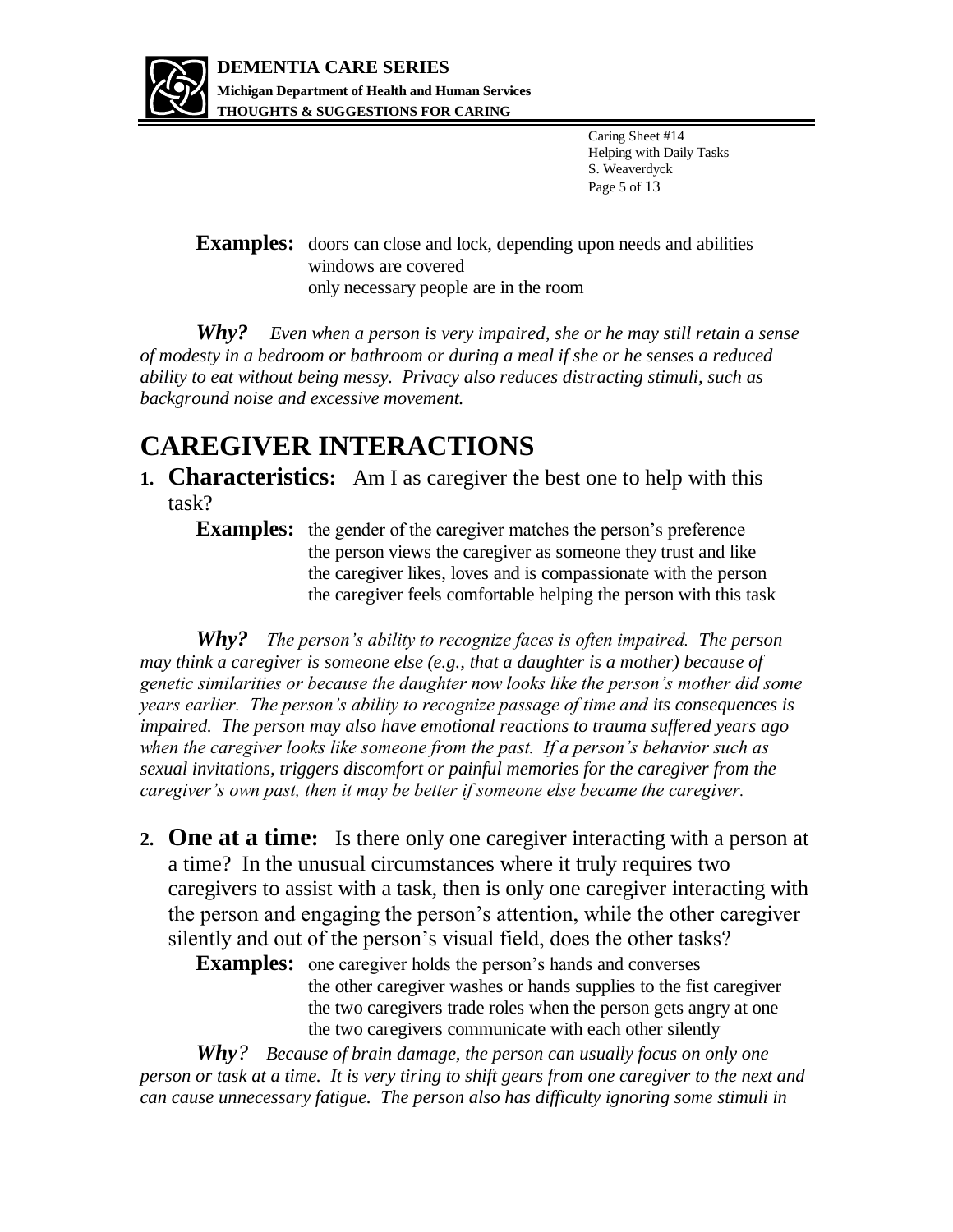**Examples:** doors can close and lock, depending upon needs and abilities
windows are covered
only necessary people are in the room

***Why?*** *Even when a person is very impaired, she or he may still retain a sense of modesty in a bedroom or bathroom or during a meal if she or he senses a reduced ability to eat without being messy. Privacy also reduces distracting stimuli, such as background noise and excessive movement.*

# CAREGIVER INTERACTIONS

1. **Characteristics:** Am I as caregiver the best one to help with this task?

   **Examples:** the gender of the caregiver matches the person's preference
   the person views the caregiver as someone they trust and like
   the caregiver likes, loves and is compassionate with the person
   the caregiver feels comfortable helping the person with this task

   ***Why?*** *The person's ability to recognize faces is often impaired. The person may think a caregiver is someone else (e.g., that a daughter is a mother) because of genetic similarities or because the daughter now looks like the person's mother did some years earlier. The person's ability to recognize passage of time and its consequences is impaired. The person may also have emotional reactions to trauma suffered years ago when the caregiver looks like someone from the past. If a person's behavior such as sexual invitations, triggers discomfort or painful memories for the caregiver from the caregiver's own past, then it may be better if someone else became the caregiver.*

2. **One at a time:** Is there only one caregiver interacting with a person at a time? In the unusual circumstances where it truly requires two caregivers to assist with a task, then is only one caregiver interacting with the person and engaging the person's attention, while the other caregiver silently and out of the person's visual field, does the other tasks?

   **Examples:** one caregiver holds the person's hands and converses
   the other caregiver washes or hands supplies to the fist caregiver
   the two caregivers trade roles when the person gets angry at one
   the two caregivers communicate with each other silently

   ***Why?*** *Because of brain damage, the person can usually focus on only one person or task at a time. It is very tiring to shift gears from one caregiver to the next and can cause unnecessary fatigue. The person also has difficulty ignoring some stimuli in*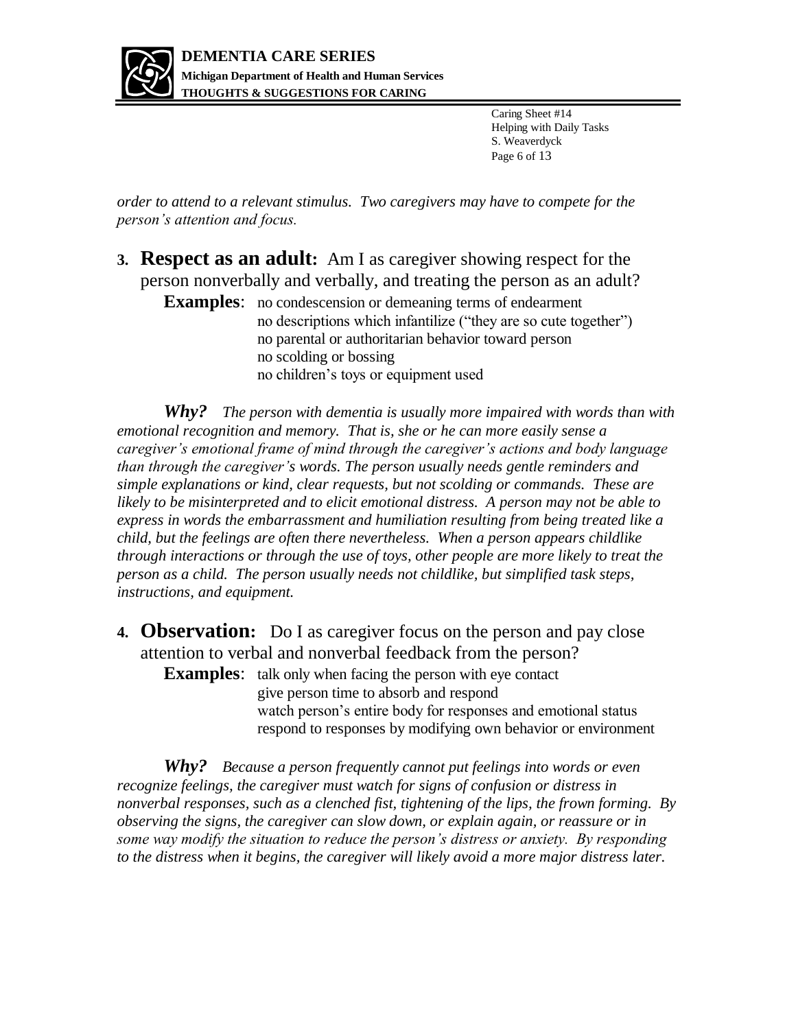*order to attend to a relevant stimulus. Two caregivers may have to compete for the person's attention and focus.*

3. **Respect as an adult:** Am I as caregiver showing respect for the person nonverbally and verbally, and treating the person as an adult?

   **Examples**: no condescension or demeaning terms of endearment
   no descriptions which infantilize ("they are so cute together")
   no parental or authoritarian behavior toward person
   no scolding or bossing
   no children's toys or equipment used

***Why?*** *The person with dementia is usually more impaired with words than with emotional recognition and memory. That is, she or he can more easily sense a caregiver's emotional frame of mind through the caregiver's actions and body language than through the caregiver's words. The person usually needs gentle reminders and simple explanations or kind, clear requests, but not scolding or commands. These are likely to be misinterpreted and to elicit emotional distress. A person may not be able to express in words the embarrassment and humiliation resulting from being treated like a child, but the feelings are often there nevertheless. When a person appears childlike through interactions or through the use of toys, other people are more likely to treat the person as a child. The person usually needs not childlike, but simplified task steps, instructions, and equipment.*

4. **Observation:** Do I as caregiver focus on the person and pay close attention to verbal and nonverbal feedback from the person?

   **Examples**: talk only when facing the person with eye contact
   give person time to absorb and respond
   watch person's entire body for responses and emotional status
   respond to responses by modifying own behavior or environment

***Why?*** *Because a person frequently cannot put feelings into words or even recognize feelings, the caregiver must watch for signs of confusion or distress in nonverbal responses, such as a clenched fist, tightening of the lips, the frown forming. By observing the signs, the caregiver can slow down, or explain again, or reassure or in some way modify the situation to reduce the person's distress or anxiety. By responding to the distress when it begins, the caregiver will likely avoid a more major distress later.*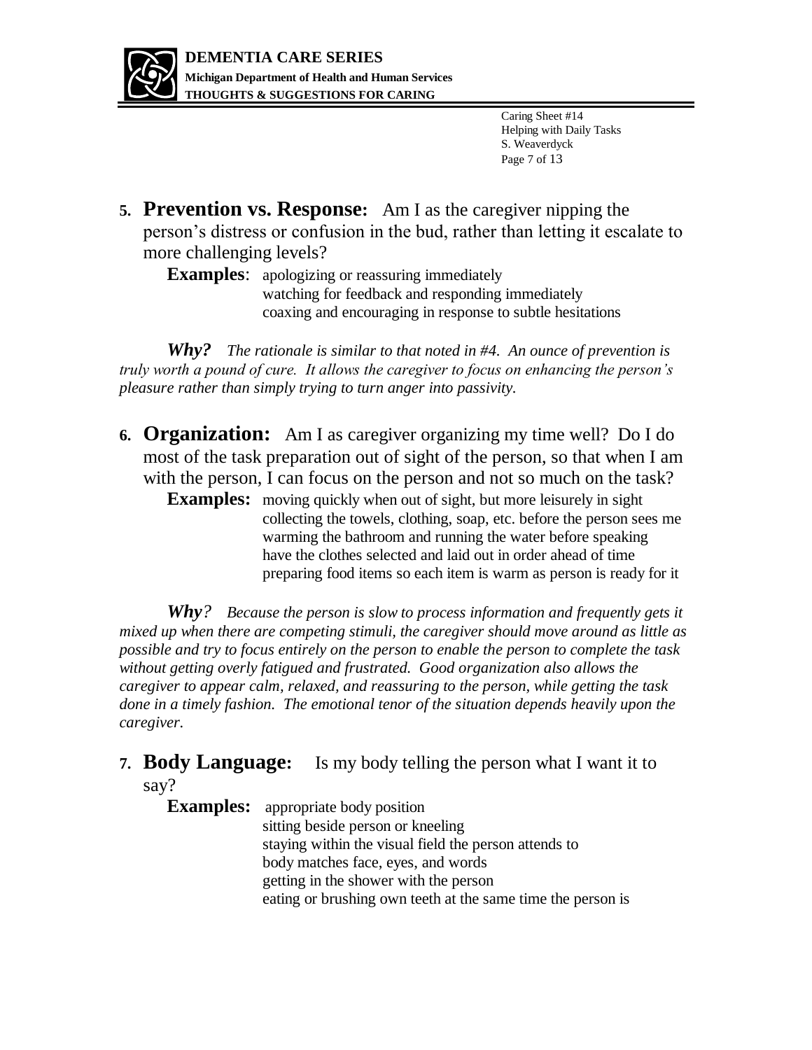**5. Prevention vs. Response:** Am I as the caregiver nipping the person's distress or confusion in the bud, rather than letting it escalate to more challenging levels?

**Examples**: apologizing or reassuring immediately
watching for feedback and responding immediately
coaxing and encouraging in response to subtle hesitations

***Why?*** *The rationale is similar to that noted in #4. An ounce of prevention is truly worth a pound of cure. It allows the caregiver to focus on enhancing the person's pleasure rather than simply trying to turn anger into passivity.*

**6. Organization:** Am I as caregiver organizing my time well? Do I do most of the task preparation out of sight of the person, so that when I am with the person, I can focus on the person and not so much on the task?

**Examples:** moving quickly when out of sight, but more leisurely in sight
collecting the towels, clothing, soap, etc. before the person sees me
warming the bathroom and running the water before speaking
have the clothes selected and laid out in order ahead of time
preparing food items so each item is warm as person is ready for it

***Why?*** *Because the person is slow to process information and frequently gets it mixed up when there are competing stimuli, the caregiver should move around as little as possible and try to focus entirely on the person to enable the person to complete the task without getting overly fatigued and frustrated. Good organization also allows the caregiver to appear calm, relaxed, and reassuring to the person, while getting the task done in a timely fashion. The emotional tenor of the situation depends heavily upon the caregiver.*

**7. Body Language:** Is my body telling the person what I want it to say?

**Examples:** appropriate body position
sitting beside person or kneeling
staying within the visual field the person attends to
body matches face, eyes, and words
getting in the shower with the person
eating or brushing own teeth at the same time the person is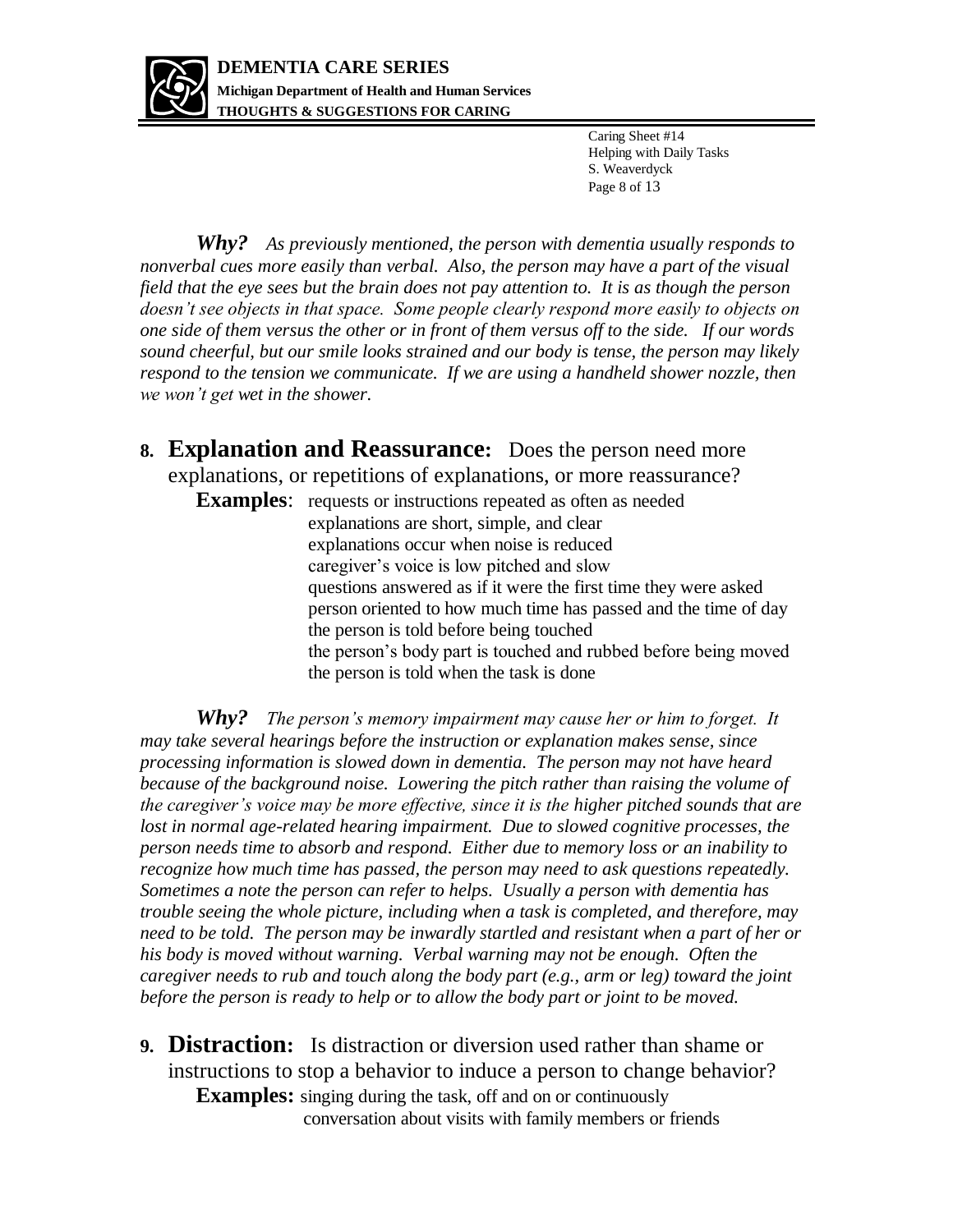***Why?*** *As previously mentioned, the person with dementia usually responds to nonverbal cues more easily than verbal. Also, the person may have a part of the visual field that the eye sees but the brain does not pay attention to. It is as though the person doesn't see objects in that space. Some people clearly respond more easily to objects on one side of them versus the other or in front of them versus off to the side. If our words sound cheerful, but our smile looks strained and our body is tense, the person may likely respond to the tension we communicate. If we are using a handheld shower nozzle, then we won't get wet in the shower.*

## 8. Explanation and Reassurance: Does the person need more explanations, or repetitions of explanations, or more reassurance?

**Examples**:
- requests or instructions repeated as often as needed
- explanations are short, simple, and clear
- explanations occur when noise is reduced
- caregiver's voice is low pitched and slow
- questions answered as if it were the first time they were asked
- person oriented to how much time has passed and the time of day
- the person is told before being touched
- the person's body part is touched and rubbed before being moved
- the person is told when the task is done

***Why?*** *The person's memory impairment may cause her or him to forget. It may take several hearings before the instruction or explanation makes sense, since processing information is slowed down in dementia. The person may not have heard because of the background noise. Lowering the pitch rather than raising the volume of the caregiver's voice may be more effective, since it is the higher pitched sounds that are lost in normal age-related hearing impairment. Due to slowed cognitive processes, the person needs time to absorb and respond. Either due to memory loss or an inability to recognize how much time has passed, the person may need to ask questions repeatedly. Sometimes a note the person can refer to helps. Usually a person with dementia has trouble seeing the whole picture, including when a task is completed, and therefore, may need to be told. The person may be inwardly startled and resistant when a part of her or his body is moved without warning. Verbal warning may not be enough. Often the caregiver needs to rub and touch along the body part (e.g., arm or leg) toward the joint before the person is ready to help or to allow the body part or joint to be moved.*

## 9. Distraction: Is distraction or diversion used rather than shame or instructions to stop a behavior to induce a person to change behavior?

**Examples:**
- singing during the task, off and on or continuously
- conversation about visits with family members or friends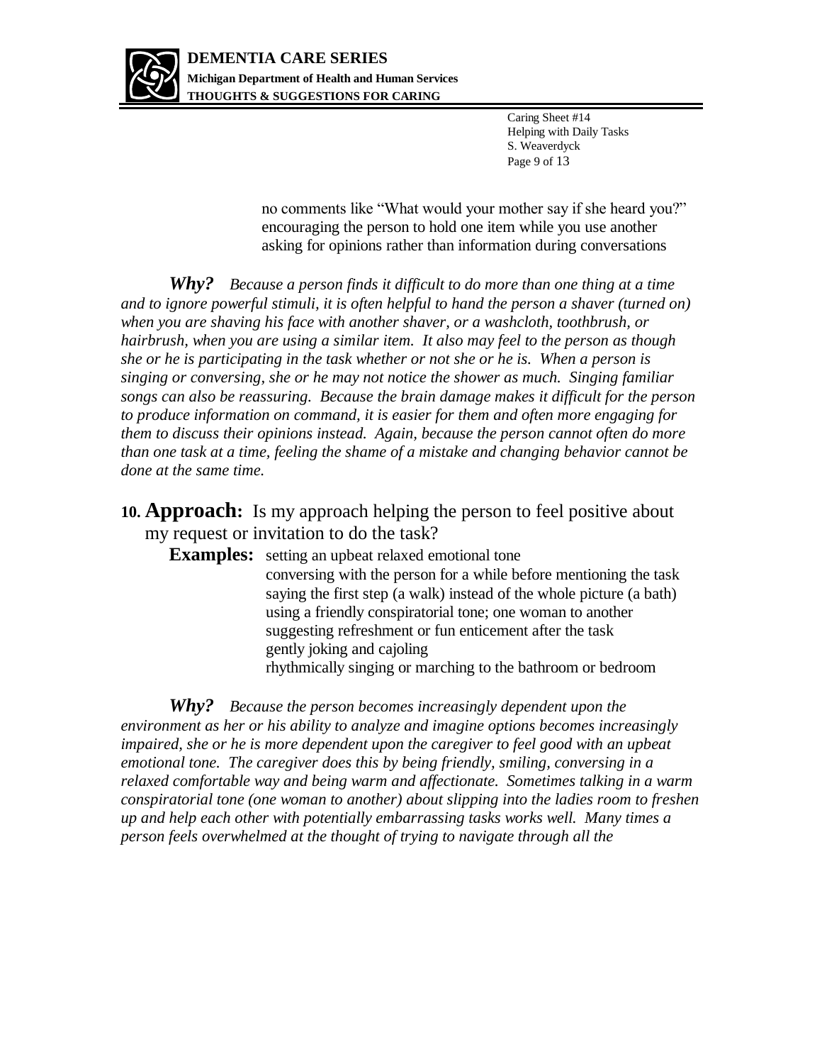no comments like "What would your mother say if she heard you?"
encouraging the person to hold one item while you use another
asking for opinions rather than information during conversations

***Why?*** *Because a person finds it difficult to do more than one thing at a time and to ignore powerful stimuli, it is often helpful to hand the person a shaver (turned on) when you are shaving his face with another shaver, or a washcloth, toothbrush, or hairbrush, when you are using a similar item. It also may feel to the person as though she or he is participating in the task whether or not she or he is. When a person is singing or conversing, she or he may not notice the shower as much. Singing familiar songs can also be reassuring. Because the brain damage makes it difficult for the person to produce information on command, it is easier for them and often more engaging for them to discuss their opinions instead. Again, because the person cannot often do more than one task at a time, feeling the shame of a mistake and changing behavior cannot be done at the same time.*

## 10. **Approach:** Is my approach helping the person to feel positive about my request or invitation to do the task?

**Examples:** setting an upbeat relaxed emotional tone
conversing with the person for a while before mentioning the task
saying the first step (a walk) instead of the whole picture (a bath)
using a friendly conspiratorial tone; one woman to another
suggesting refreshment or fun enticement after the task
gently joking and cajoling
rhythmically singing or marching to the bathroom or bedroom

***Why?*** *Because the person becomes increasingly dependent upon the environment as her or his ability to analyze and imagine options becomes increasingly impaired, she or he is more dependent upon the caregiver to feel good with an upbeat emotional tone. The caregiver does this by being friendly, smiling, conversing in a relaxed comfortable way and being warm and affectionate. Sometimes talking in a warm conspiratorial tone (one woman to another) about slipping into the ladies room to freshen up and help each other with potentially embarrassing tasks works well. Many times a person feels overwhelmed at the thought of trying to navigate through all the*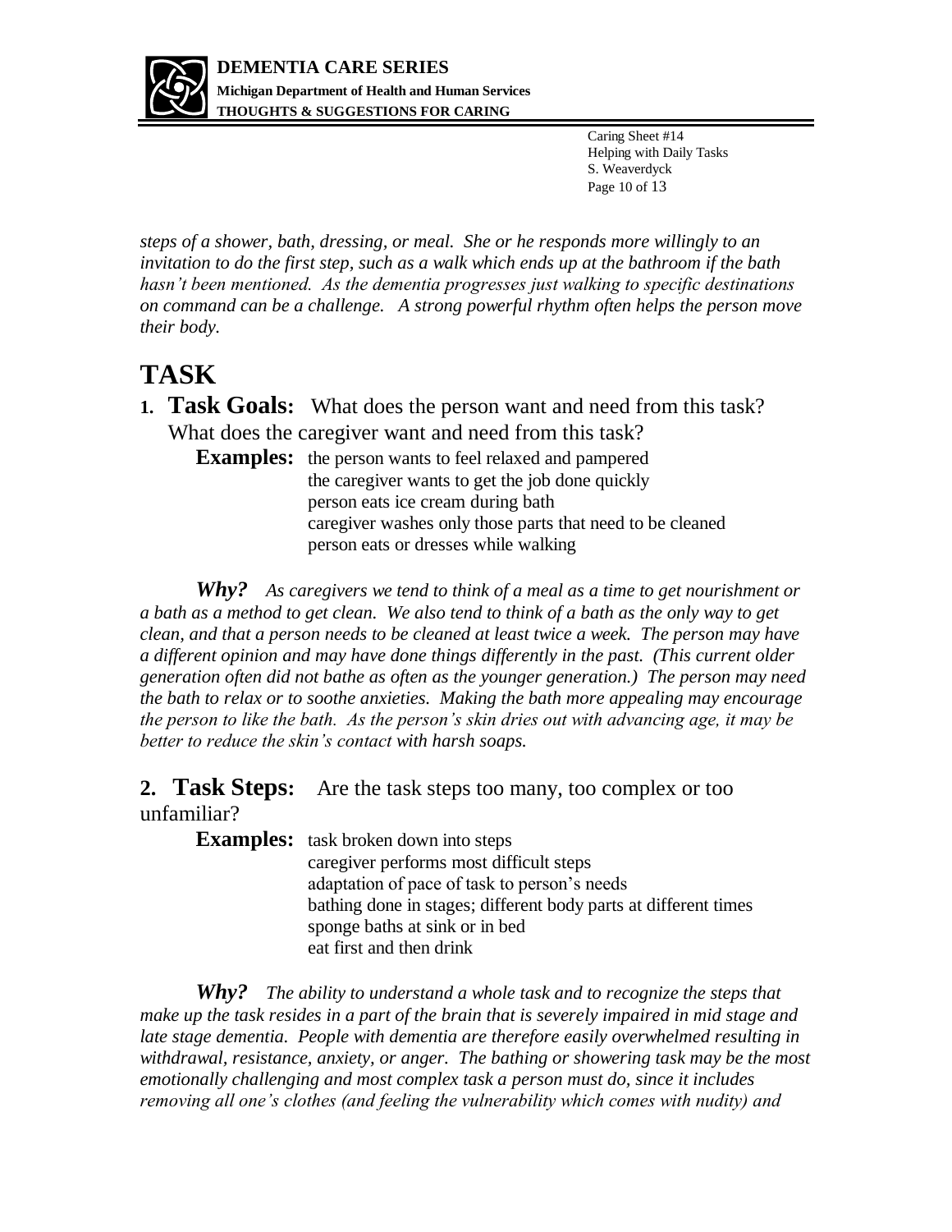*steps of a shower, bath, dressing, or meal. She or he responds more willingly to an invitation to do the first step, such as a walk which ends up at the bathroom if the bath hasn't been mentioned. As the dementia progresses just walking to specific destinations on command can be a challenge. A strong powerful rhythm often helps the person move their body.*

# TASK

**1. Task Goals:** What does the person want and need from this task? What does the caregiver want and need from this task?

**Examples:** the person wants to feel relaxed and pampered
the caregiver wants to get the job done quickly
person eats ice cream during bath
caregiver washes only those parts that need to be cleaned
person eats or dresses while walking

***Why?*** *As caregivers we tend to think of a meal as a time to get nourishment or a bath as a method to get clean. We also tend to think of a bath as the only way to get clean, and that a person needs to be cleaned at least twice a week. The person may have a different opinion and may have done things differently in the past. (This current older generation often did not bathe as often as the younger generation.) The person may need the bath to relax or to soothe anxieties. Making the bath more appealing may encourage the person to like the bath. As the person's skin dries out with advancing age, it may be better to reduce the skin's contact with harsh soaps.*

**2. Task Steps:** Are the task steps too many, too complex or too unfamiliar?

**Examples:** task broken down into steps
caregiver performs most difficult steps
adaptation of pace of task to person's needs
bathing done in stages; different body parts at different times
sponge baths at sink or in bed
eat first and then drink

***Why?*** *The ability to understand a whole task and to recognize the steps that make up the task resides in a part of the brain that is severely impaired in mid stage and late stage dementia. People with dementia are therefore easily overwhelmed resulting in withdrawal, resistance, anxiety, or anger. The bathing or showering task may be the most emotionally challenging and most complex task a person must do, since it includes removing all one's clothes (and feeling the vulnerability which comes with nudity) and*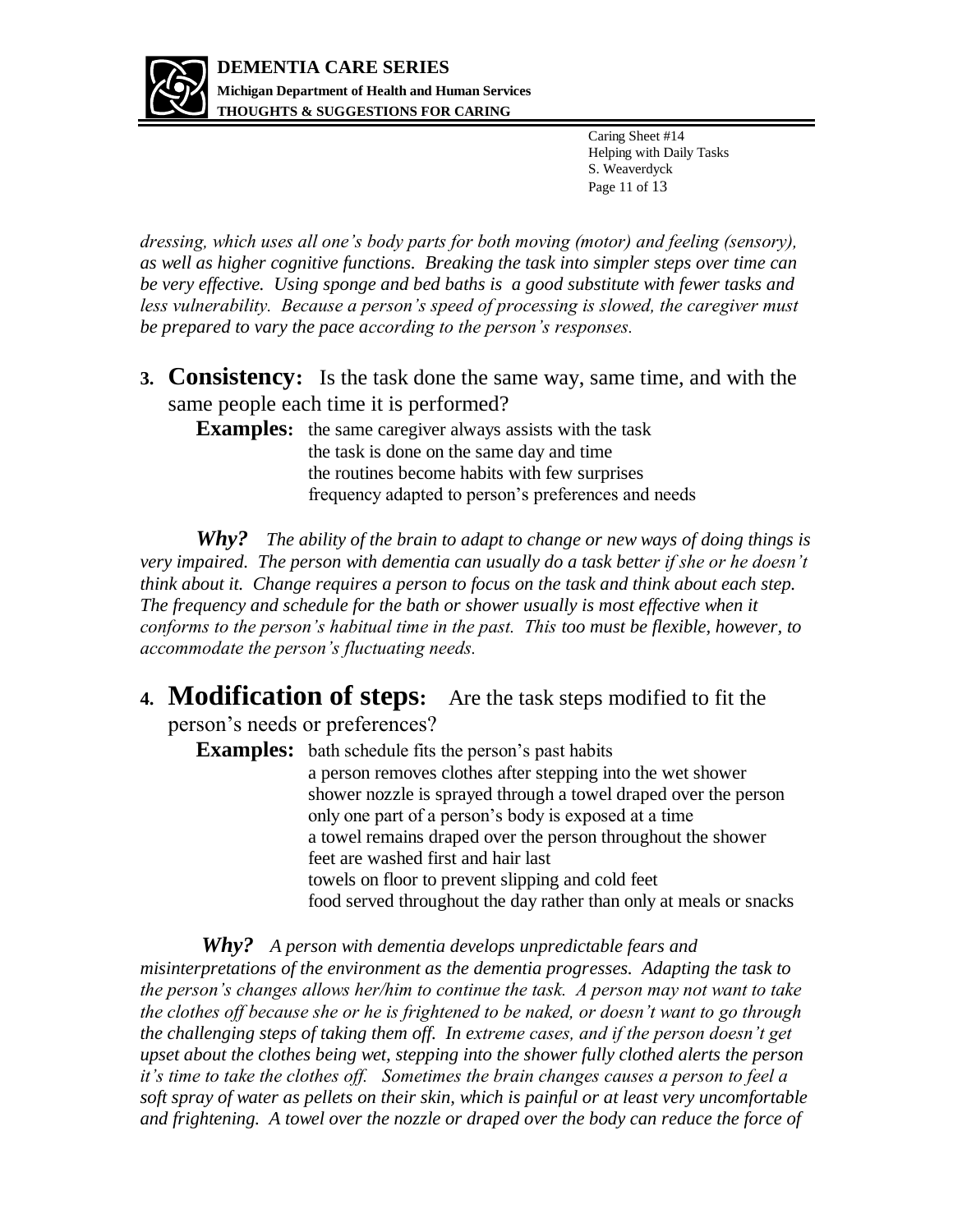*dressing, which uses all one's body parts for both moving (motor) and feeling (sensory), as well as higher cognitive functions. Breaking the task into simpler steps over time can be very effective. Using sponge and bed baths is a good substitute with fewer tasks and less vulnerability. Because a person's speed of processing is slowed, the caregiver must be prepared to vary the pace according to the person's responses.*

**3. Consistency:** Is the task done the same way, same time, and with the same people each time it is performed?

**Examples:** the same caregiver always assists with the task
the task is done on the same day and time
the routines become habits with few surprises
frequency adapted to person's preferences and needs

***Why?*** *The ability of the brain to adapt to change or new ways of doing things is very impaired. The person with dementia can usually do a task better if she or he doesn't think about it. Change requires a person to focus on the task and think about each step. The frequency and schedule for the bath or shower usually is most effective when it conforms to the person's habitual time in the past. This too must be flexible, however, to accommodate the person's fluctuating needs.*

**4. Modification of steps:** Are the task steps modified to fit the person's needs or preferences?

**Examples:** bath schedule fits the person's past habits
a person removes clothes after stepping into the wet shower
shower nozzle is sprayed through a towel draped over the person
only one part of a person's body is exposed at a time
a towel remains draped over the person throughout the shower
feet are washed first and hair last
towels on floor to prevent slipping and cold feet
food served throughout the day rather than only at meals or snacks

***Why?*** *A person with dementia develops unpredictable fears and misinterpretations of the environment as the dementia progresses. Adapting the task to the person's changes allows her/him to continue the task. A person may not want to take the clothes off because she or he is frightened to be naked, or doesn't want to go through the challenging steps of taking them off. In extreme cases, and if the person doesn't get upset about the clothes being wet, stepping into the shower fully clothed alerts the person it's time to take the clothes off. Sometimes the brain changes causes a person to feel a soft spray of water as pellets on their skin, which is painful or at least very uncomfortable and frightening. A towel over the nozzle or draped over the body can reduce the force of*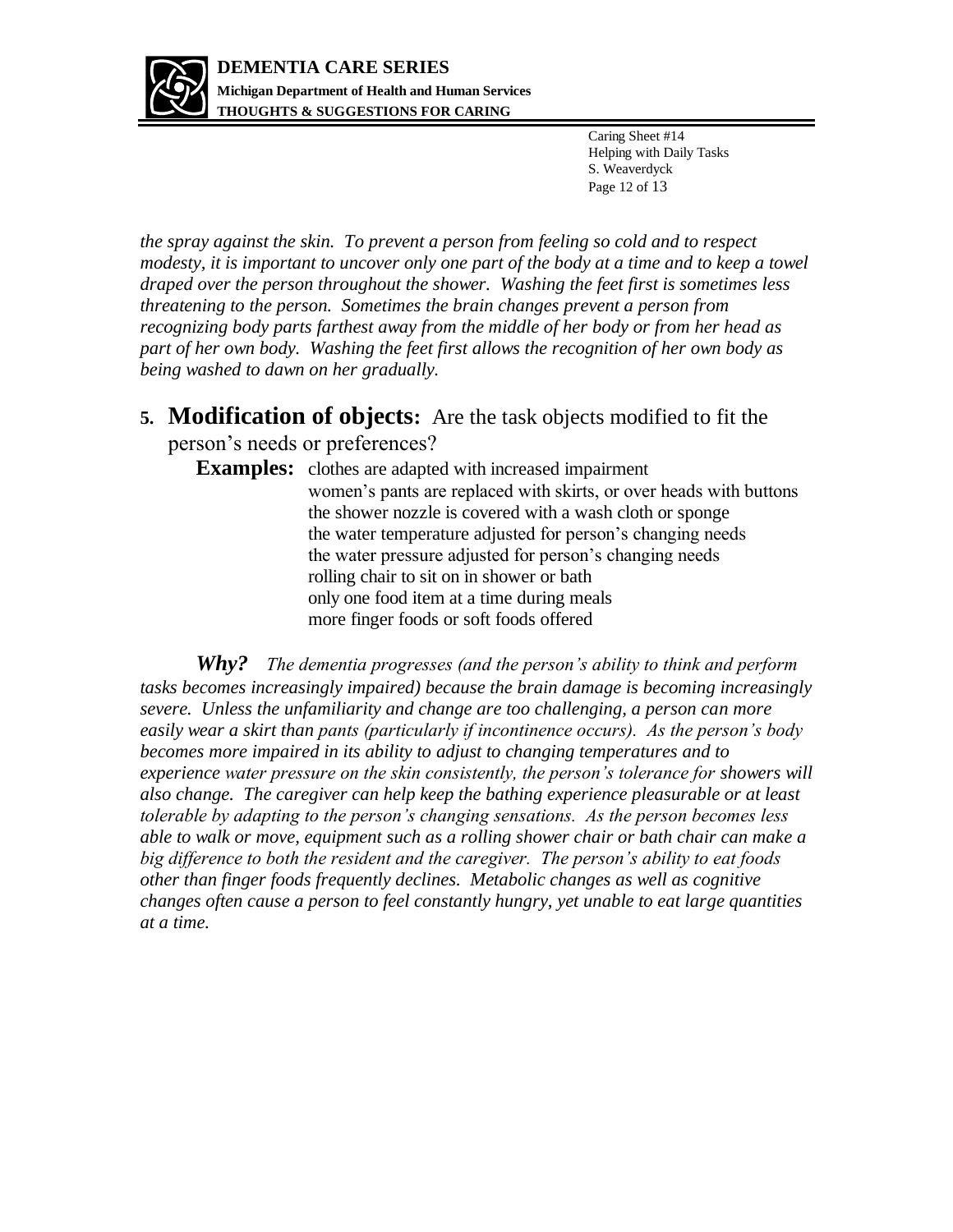*the spray against the skin. To prevent a person from feeling so cold and to respect modesty, it is important to uncover only one part of the body at a time and to keep a towel draped over the person throughout the shower. Washing the feet first is sometimes less threatening to the person. Sometimes the brain changes prevent a person from recognizing body parts farthest away from the middle of her body or from her head as part of her own body. Washing the feet first allows the recognition of her own body as being washed to dawn on her gradually.*

**5. Modification of objects:** Are the task objects modified to fit the person's needs or preferences?

**Examples:** clothes are adapted with increased impairment
women's pants are replaced with skirts, or over heads with buttons
the shower nozzle is covered with a wash cloth or sponge
the water temperature adjusted for person's changing needs
the water pressure adjusted for person's changing needs
rolling chair to sit on in shower or bath
only one food item at a time during meals
more finger foods or soft foods offered

***Why?*** *The dementia progresses (and the person's ability to think and perform tasks becomes increasingly impaired) because the brain damage is becoming increasingly severe. Unless the unfamiliarity and change are too challenging, a person can more easily wear a skirt than pants (particularly if incontinence occurs). As the person's body becomes more impaired in its ability to adjust to changing temperatures and to experience water pressure on the skin consistently, the person's tolerance for showers will also change. The caregiver can help keep the bathing experience pleasurable or at least tolerable by adapting to the person's changing sensations. As the person becomes less able to walk or move, equipment such as a rolling shower chair or bath chair can make a big difference to both the resident and the caregiver. The person's ability to eat foods other than finger foods frequently declines. Metabolic changes as well as cognitive changes often cause a person to feel constantly hungry, yet unable to eat large quantities at a time.*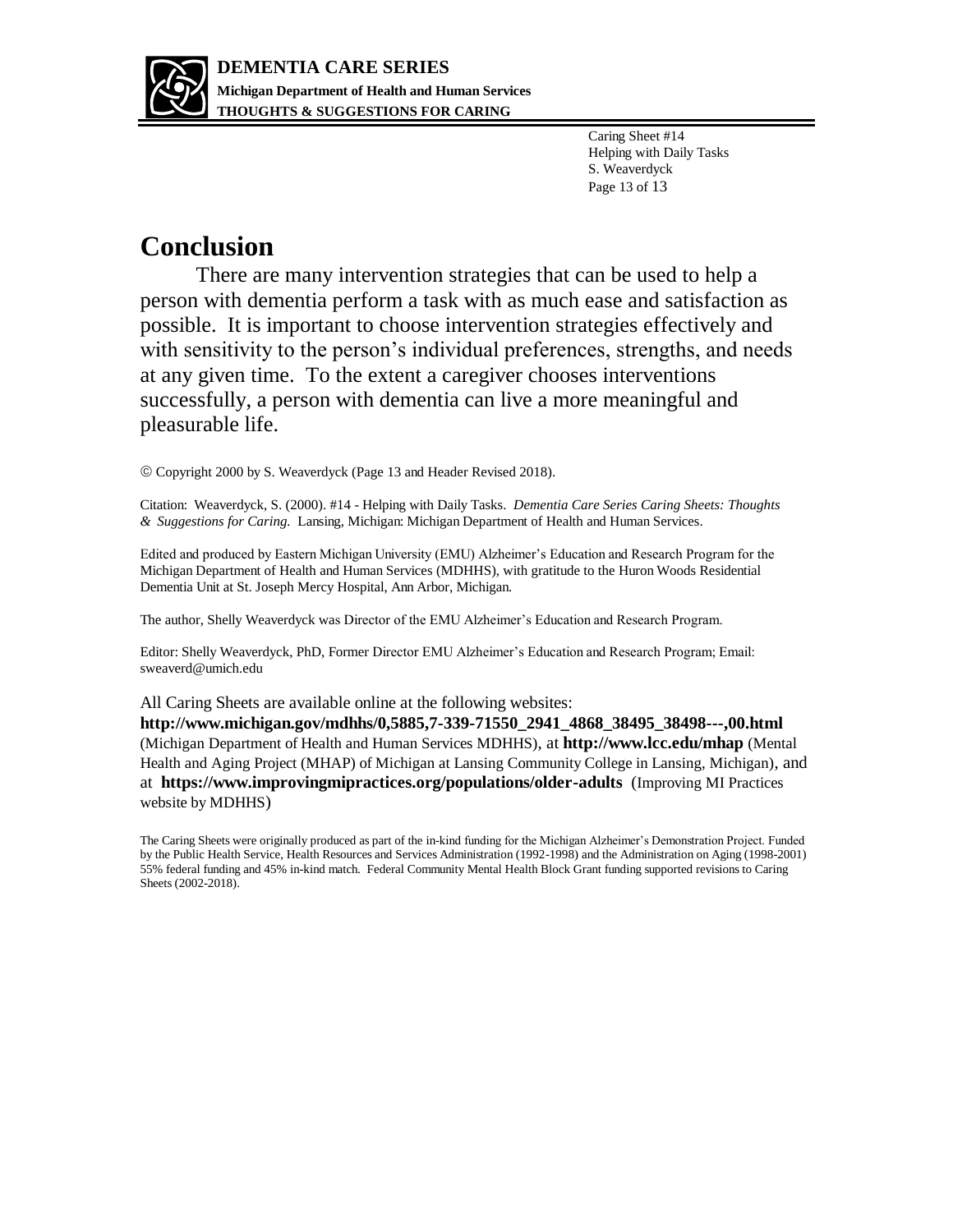# Conclusion

There are many intervention strategies that can be used to help a person with dementia perform a task with as much ease and satisfaction as possible. It is important to choose intervention strategies effectively and with sensitivity to the person's individual preferences, strengths, and needs at any given time. To the extent a caregiver chooses interventions successfully, a person with dementia can live a more meaningful and pleasurable life.

© Copyright 2000 by S. Weaverdyck (Page 13 and Header Revised 2018).

Citation: Weaverdyck, S. (2000). #14 - Helping with Daily Tasks. *Dementia Care Series Caring Sheets: Thoughts & Suggestions for Caring.* Lansing, Michigan: Michigan Department of Health and Human Services.

Edited and produced by Eastern Michigan University (EMU) Alzheimer's Education and Research Program for the Michigan Department of Health and Human Services (MDHHS), with gratitude to the Huron Woods Residential Dementia Unit at St. Joseph Mercy Hospital, Ann Arbor, Michigan.

The author, Shelly Weaverdyck was Director of the EMU Alzheimer's Education and Research Program.

Editor: Shelly Weaverdyck, PhD, Former Director EMU Alzheimer's Education and Research Program; Email: sweaverd@umich.edu

All Caring Sheets are available online at the following websites:
**http://www.michigan.gov/mdhhs/0,5885,7-339-71550_2941_4868_38495_38498---,00.html** (Michigan Department of Health and Human Services MDHHS), at **http://www.lcc.edu/mhap** (Mental Health and Aging Project (MHAP) of Michigan at Lansing Community College in Lansing, Michigan), and at **https://www.improvingmipractices.org/populations/older-adults** (Improving MI Practices website by MDHHS)

The Caring Sheets were originally produced as part of the in-kind funding for the Michigan Alzheimer's Demonstration Project. Funded by the Public Health Service, Health Resources and Services Administration (1992-1998) and the Administration on Aging (1998-2001) 55% federal funding and 45% in-kind match. Federal Community Mental Health Block Grant funding supported revisions to Caring Sheets (2002-2018).